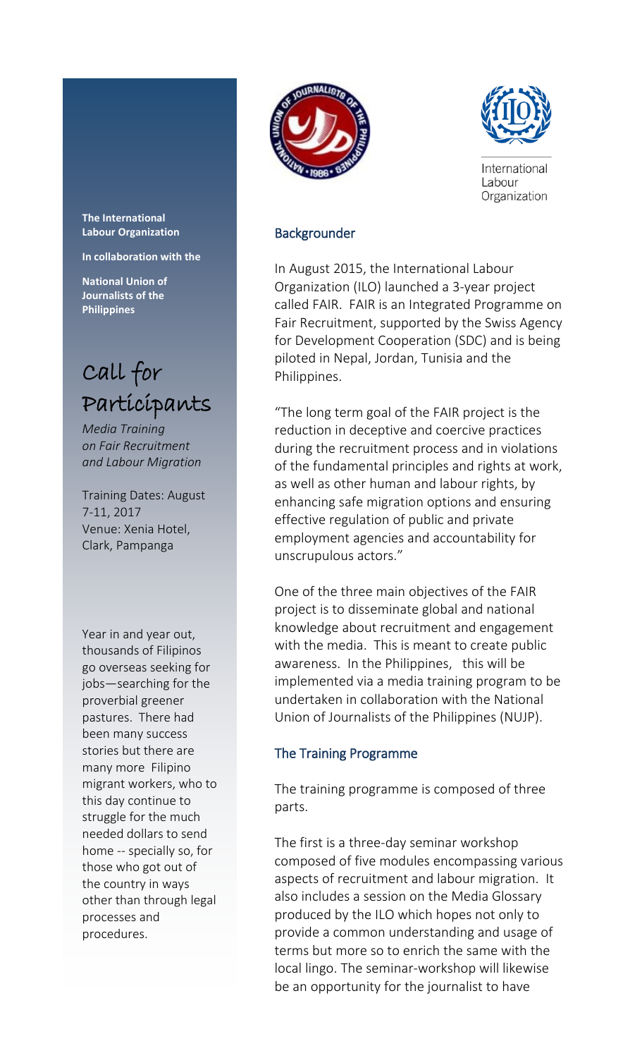**The International Labour Organization**

**In collaboration with the**

**National Union of Journalists of the Philippines**

# Call for Participants

*Media Training on Fair Recruitment and Labour Migration*

Training Dates: August 7-11, 2017
Venue: Xenia Hotel, Clark, Pampanga

Year in and year out, thousands of Filipinos go overseas seeking for jobs—searching for the proverbial greener pastures. There had been many success stories but there are many more Filipino migrant workers, who to this day continue to struggle for the much needed dollars to send home -- specially so, for those who got out of the country in ways other than through legal processes and procedures.

International Labour Organization

## Backgrounder

In August 2015, the International Labour Organization (ILO) launched a 3-year project called FAIR. FAIR is an Integrated Programme on Fair Recruitment, supported by the Swiss Agency for Development Cooperation (SDC) and is being piloted in Nepal, Jordan, Tunisia and the Philippines.

"The long term goal of the FAIR project is the reduction in deceptive and coercive practices during the recruitment process and in violations of the fundamental principles and rights at work, as well as other human and labour rights, by enhancing safe migration options and ensuring effective regulation of public and private employment agencies and accountability for unscrupulous actors."

One of the three main objectives of the FAIR project is to disseminate global and national knowledge about recruitment and engagement with the media. This is meant to create public awareness. In the Philippines, this will be implemented via a media training program to be undertaken in collaboration with the National Union of Journalists of the Philippines (NUJP).

## The Training Programme

The training programme is composed of three parts.

The first is a three-day seminar workshop composed of five modules encompassing various aspects of recruitment and labour migration. It also includes a session on the Media Glossary produced by the ILO which hopes not only to provide a common understanding and usage of terms but more so to enrich the same with the local lingo. The seminar-workshop will likewise be an opportunity for the journalist to have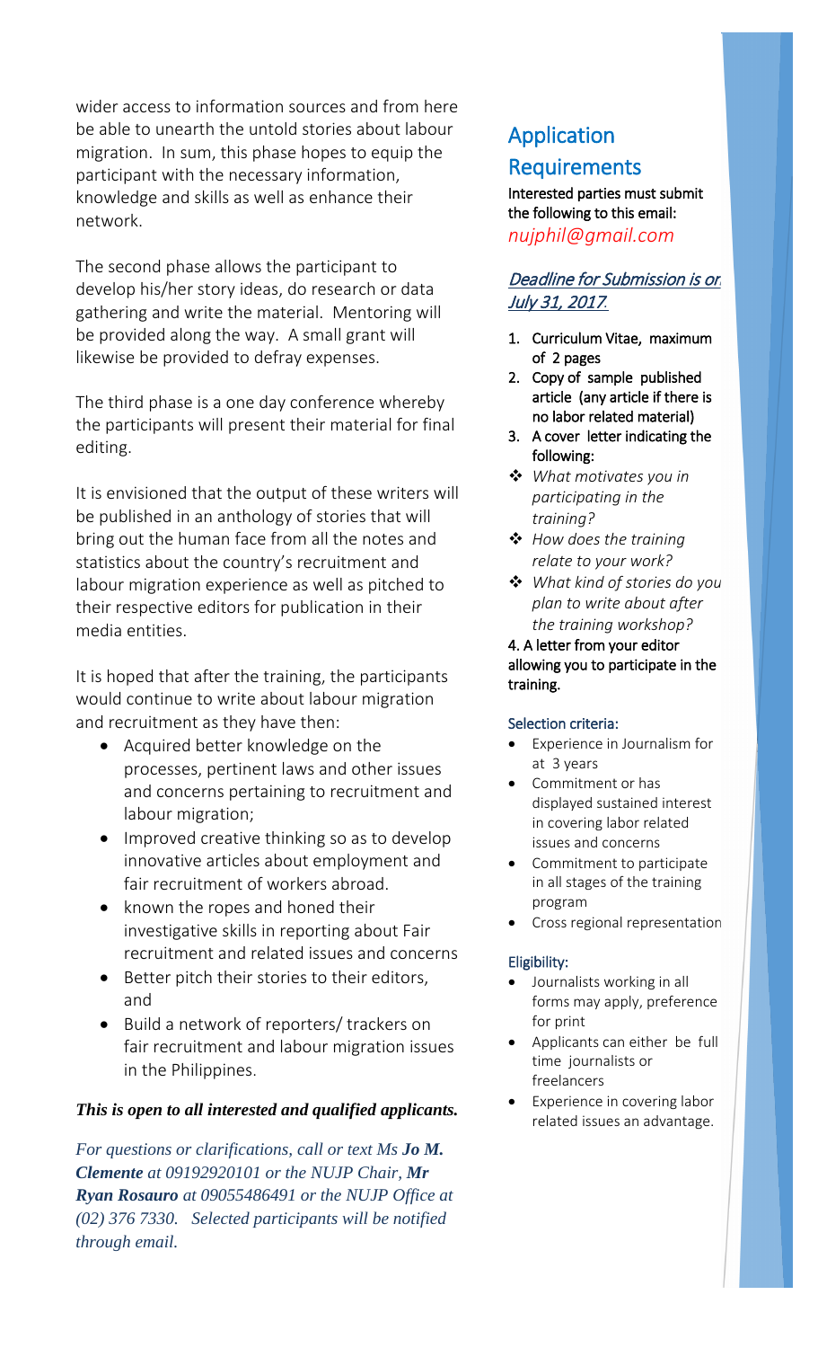wider access to information sources and from here be able to unearth the untold stories about labour migration. In sum, this phase hopes to equip the participant with the necessary information, knowledge and skills as well as enhance their network.

The second phase allows the participant to develop his/her story ideas, do research or data gathering and write the material. Mentoring will be provided along the way. A small grant will likewise be provided to defray expenses.

The third phase is a one day conference whereby the participants will present their material for final editing.

It is envisioned that the output of these writers will be published in an anthology of stories that will bring out the human face from all the notes and statistics about the country's recruitment and labour migration experience as well as pitched to their respective editors for publication in their media entities.

It is hoped that after the training, the participants would continue to write about labour migration and recruitment as they have then:

- Acquired better knowledge on the processes, pertinent laws and other issues and concerns pertaining to recruitment and labour migration;
- Improved creative thinking so as to develop innovative articles about employment and fair recruitment of workers abroad.
- known the ropes and honed their investigative skills in reporting about Fair recruitment and related issues and concerns
- Better pitch their stories to their editors, and
- Build a network of reporters/ trackers on fair recruitment and labour migration issues in the Philippines.

***This is open to all interested and qualified applicants.***

*For questions or clarifications, call or text Ms **Jo M. Clemente** at 09192920101 or the NUJP Chair, **Mr Ryan Rosauro** at 09055486491 or the NUJP Office at (02) 376 7330. Selected participants will be notified through email.*

## Application Requirements

Interested parties must submit the following to this email: *nujphil@gmail.com*

*Deadline for Submission is on July 31, 2017.*

1. Curriculum Vitae, maximum of 2 pages
2. Copy of sample published article (any article if there is no labor related material)
3. A cover letter indicating the following:
   - *What motivates you in participating in the training?*
   - *How does the training relate to your work?*
   - *What kind of stories do you plan to write about after the training workshop?*
4. A letter from your editor allowing you to participate in the training.

### Selection criteria:

- Experience in Journalism for at 3 years
- Commitment or has displayed sustained interest in covering labor related issues and concerns
- Commitment to participate in all stages of the training program
- Cross regional representation

### Eligibility:

- Journalists working in all forms may apply, preference for print
- Applicants can either be full time journalists or freelancers
- Experience in covering labor related issues an advantage.